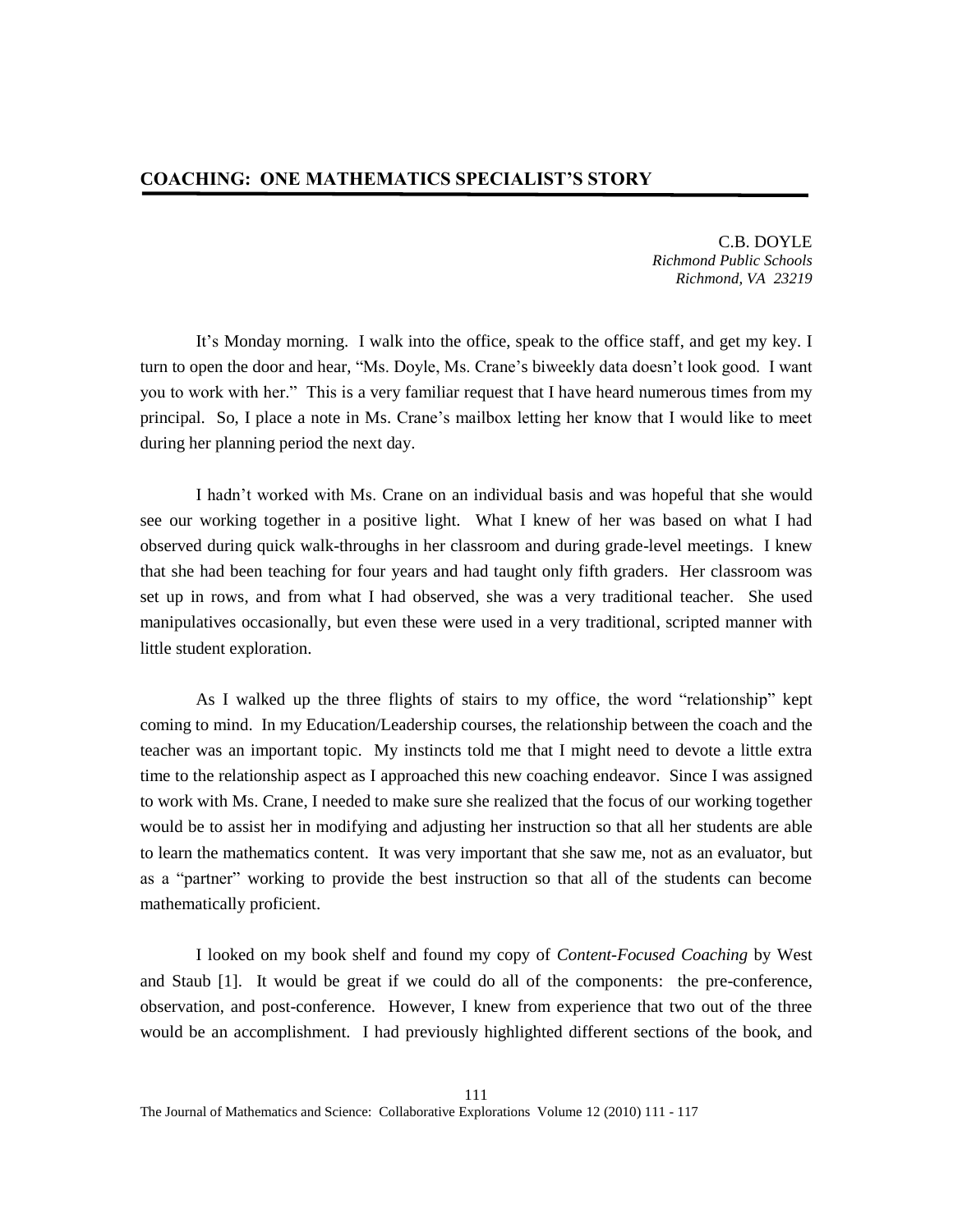# COACHING: ONE MATHEMATICS SPECIALIST'S STORY

C.B. DOYLE
*Richmond Public Schools*
*Richmond, VA 23219*

It's Monday morning. I walk into the office, speak to the office staff, and get my key. I turn to open the door and hear, "Ms. Doyle, Ms. Crane's biweekly data doesn't look good. I want you to work with her." This is a very familiar request that I have heard numerous times from my principal. So, I place a note in Ms. Crane's mailbox letting her know that I would like to meet during her planning period the next day.

I hadn't worked with Ms. Crane on an individual basis and was hopeful that she would see our working together in a positive light. What I knew of her was based on what I had observed during quick walk-throughs in her classroom and during grade-level meetings. I knew that she had been teaching for four years and had taught only fifth graders. Her classroom was set up in rows, and from what I had observed, she was a very traditional teacher. She used manipulatives occasionally, but even these were used in a very traditional, scripted manner with little student exploration.

As I walked up the three flights of stairs to my office, the word "relationship" kept coming to mind. In my Education/Leadership courses, the relationship between the coach and the teacher was an important topic. My instincts told me that I might need to devote a little extra time to the relationship aspect as I approached this new coaching endeavor. Since I was assigned to work with Ms. Crane, I needed to make sure she realized that the focus of our working together would be to assist her in modifying and adjusting her instruction so that all her students are able to learn the mathematics content. It was very important that she saw me, not as an evaluator, but as a "partner" working to provide the best instruction so that all of the students can become mathematically proficient.

I looked on my book shelf and found my copy of *Content-Focused Coaching* by West and Staub [1]. It would be great if we could do all of the components: the pre-conference, observation, and post-conference. However, I knew from experience that two out of the three would be an accomplishment. I had previously highlighted different sections of the book, and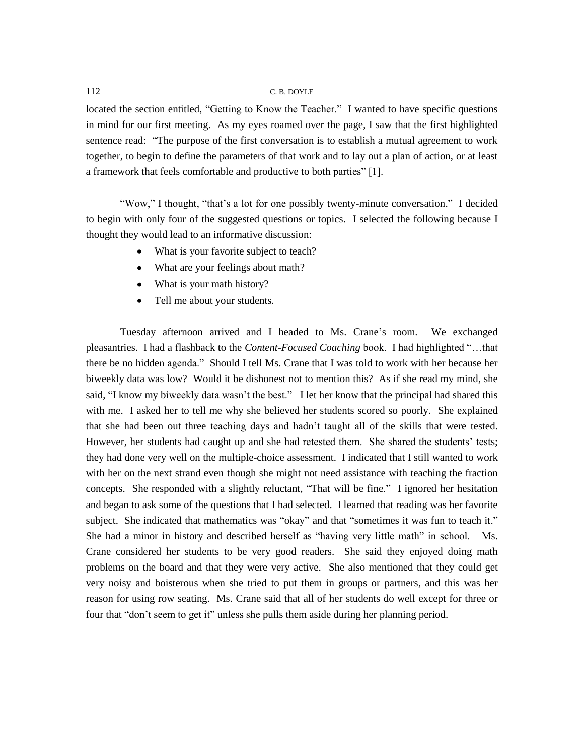located the section entitled, "Getting to Know the Teacher." I wanted to have specific questions in mind for our first meeting. As my eyes roamed over the page, I saw that the first highlighted sentence read: "The purpose of the first conversation is to establish a mutual agreement to work together, to begin to define the parameters of that work and to lay out a plan of action, or at least a framework that feels comfortable and productive to both parties" [1].

"Wow," I thought, "that's a lot for one possibly twenty-minute conversation." I decided to begin with only four of the suggested questions or topics. I selected the following because I thought they would lead to an informative discussion:

- What is your favorite subject to teach?
- What are your feelings about math?
- What is your math history?
- Tell me about your students.

Tuesday afternoon arrived and I headed to Ms. Crane's room. We exchanged pleasantries. I had a flashback to the *Content-Focused Coaching* book. I had highlighted "…that there be no hidden agenda." Should I tell Ms. Crane that I was told to work with her because her biweekly data was low? Would it be dishonest not to mention this? As if she read my mind, she said, "I know my biweekly data wasn't the best." I let her know that the principal had shared this with me. I asked her to tell me why she believed her students scored so poorly. She explained that she had been out three teaching days and hadn't taught all of the skills that were tested. However, her students had caught up and she had retested them. She shared the students' tests; they had done very well on the multiple-choice assessment. I indicated that I still wanted to work with her on the next strand even though she might not need assistance with teaching the fraction concepts. She responded with a slightly reluctant, "That will be fine." I ignored her hesitation and began to ask some of the questions that I had selected. I learned that reading was her favorite subject. She indicated that mathematics was "okay" and that "sometimes it was fun to teach it." She had a minor in history and described herself as "having very little math" in school. Ms. Crane considered her students to be very good readers. She said they enjoyed doing math problems on the board and that they were very active. She also mentioned that they could get very noisy and boisterous when she tried to put them in groups or partners, and this was her reason for using row seating. Ms. Crane said that all of her students do well except for three or four that "don't seem to get it" unless she pulls them aside during her planning period.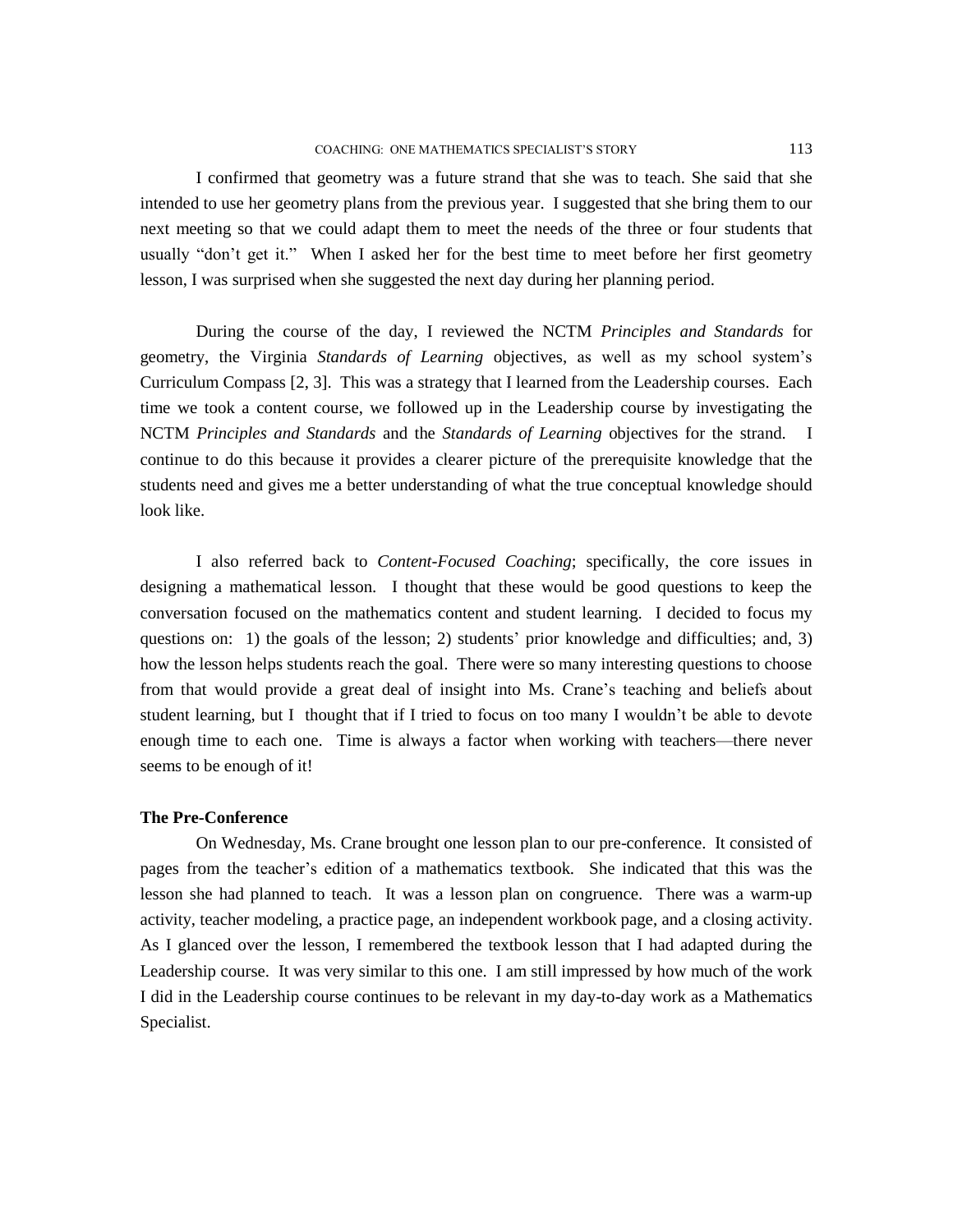I confirmed that geometry was a future strand that she was to teach. She said that she intended to use her geometry plans from the previous year. I suggested that she bring them to our next meeting so that we could adapt them to meet the needs of the three or four students that usually "don't get it." When I asked her for the best time to meet before her first geometry lesson, I was surprised when she suggested the next day during her planning period.

During the course of the day, I reviewed the NCTM *Principles and Standards* for geometry, the Virginia *Standards of Learning* objectives, as well as my school system's Curriculum Compass [2, 3]. This was a strategy that I learned from the Leadership courses. Each time we took a content course, we followed up in the Leadership course by investigating the NCTM *Principles and Standards* and the *Standards of Learning* objectives for the strand. I continue to do this because it provides a clearer picture of the prerequisite knowledge that the students need and gives me a better understanding of what the true conceptual knowledge should look like.

I also referred back to *Content-Focused Coaching*; specifically, the core issues in designing a mathematical lesson. I thought that these would be good questions to keep the conversation focused on the mathematics content and student learning. I decided to focus my questions on: 1) the goals of the lesson; 2) students' prior knowledge and difficulties; and, 3) how the lesson helps students reach the goal. There were so many interesting questions to choose from that would provide a great deal of insight into Ms. Crane's teaching and beliefs about student learning, but I thought that if I tried to focus on too many I wouldn't be able to devote enough time to each one. Time is always a factor when working with teachers—there never seems to be enough of it!

### The Pre-Conference

On Wednesday, Ms. Crane brought one lesson plan to our pre-conference. It consisted of pages from the teacher's edition of a mathematics textbook. She indicated that this was the lesson she had planned to teach. It was a lesson plan on congruence. There was a warm-up activity, teacher modeling, a practice page, an independent workbook page, and a closing activity. As I glanced over the lesson, I remembered the textbook lesson that I had adapted during the Leadership course. It was very similar to this one. I am still impressed by how much of the work I did in the Leadership course continues to be relevant in my day-to-day work as a Mathematics Specialist.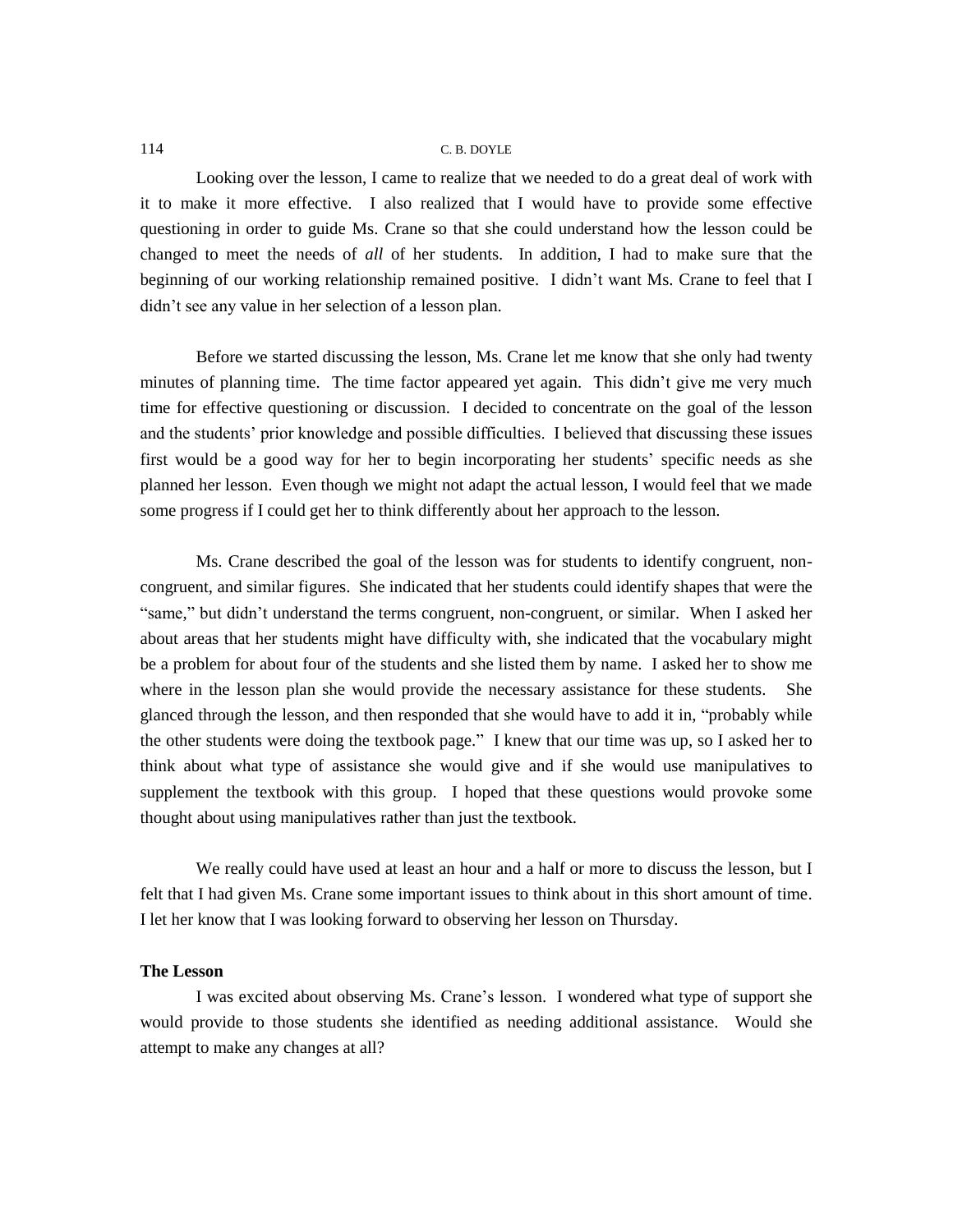Looking over the lesson, I came to realize that we needed to do a great deal of work with it to make it more effective. I also realized that I would have to provide some effective questioning in order to guide Ms. Crane so that she could understand how the lesson could be changed to meet the needs of *all* of her students. In addition, I had to make sure that the beginning of our working relationship remained positive. I didn't want Ms. Crane to feel that I didn't see any value in her selection of a lesson plan.

Before we started discussing the lesson, Ms. Crane let me know that she only had twenty minutes of planning time. The time factor appeared yet again. This didn't give me very much time for effective questioning or discussion. I decided to concentrate on the goal of the lesson and the students' prior knowledge and possible difficulties. I believed that discussing these issues first would be a good way for her to begin incorporating her students' specific needs as she planned her lesson. Even though we might not adapt the actual lesson, I would feel that we made some progress if I could get her to think differently about her approach to the lesson.

Ms. Crane described the goal of the lesson was for students to identify congruent, non-congruent, and similar figures. She indicated that her students could identify shapes that were the "same," but didn't understand the terms congruent, non-congruent, or similar. When I asked her about areas that her students might have difficulty with, she indicated that the vocabulary might be a problem for about four of the students and she listed them by name. I asked her to show me where in the lesson plan she would provide the necessary assistance for these students. She glanced through the lesson, and then responded that she would have to add it in, "probably while the other students were doing the textbook page." I knew that our time was up, so I asked her to think about what type of assistance she would give and if she would use manipulatives to supplement the textbook with this group. I hoped that these questions would provoke some thought about using manipulatives rather than just the textbook.

We really could have used at least an hour and a half or more to discuss the lesson, but I felt that I had given Ms. Crane some important issues to think about in this short amount of time. I let her know that I was looking forward to observing her lesson on Thursday.

**The Lesson**

I was excited about observing Ms. Crane's lesson. I wondered what type of support she would provide to those students she identified as needing additional assistance. Would she attempt to make any changes at all?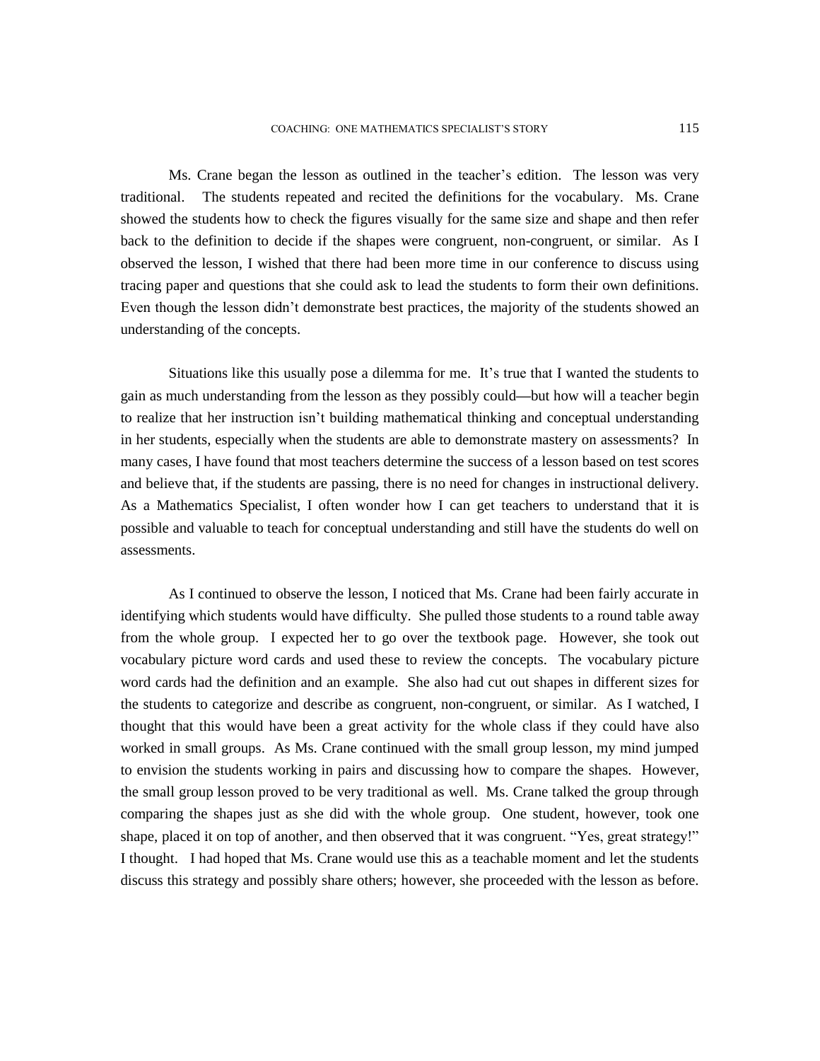Ms. Crane began the lesson as outlined in the teacher's edition. The lesson was very traditional. The students repeated and recited the definitions for the vocabulary. Ms. Crane showed the students how to check the figures visually for the same size and shape and then refer back to the definition to decide if the shapes were congruent, non-congruent, or similar. As I observed the lesson, I wished that there had been more time in our conference to discuss using tracing paper and questions that she could ask to lead the students to form their own definitions. Even though the lesson didn't demonstrate best practices, the majority of the students showed an understanding of the concepts.

Situations like this usually pose a dilemma for me. It's true that I wanted the students to gain as much understanding from the lesson as they possibly could—but how will a teacher begin to realize that her instruction isn't building mathematical thinking and conceptual understanding in her students, especially when the students are able to demonstrate mastery on assessments? In many cases, I have found that most teachers determine the success of a lesson based on test scores and believe that, if the students are passing, there is no need for changes in instructional delivery. As a Mathematics Specialist, I often wonder how I can get teachers to understand that it is possible and valuable to teach for conceptual understanding and still have the students do well on assessments.

As I continued to observe the lesson, I noticed that Ms. Crane had been fairly accurate in identifying which students would have difficulty. She pulled those students to a round table away from the whole group. I expected her to go over the textbook page. However, she took out vocabulary picture word cards and used these to review the concepts. The vocabulary picture word cards had the definition and an example. She also had cut out shapes in different sizes for the students to categorize and describe as congruent, non-congruent, or similar. As I watched, I thought that this would have been a great activity for the whole class if they could have also worked in small groups. As Ms. Crane continued with the small group lesson, my mind jumped to envision the students working in pairs and discussing how to compare the shapes. However, the small group lesson proved to be very traditional as well. Ms. Crane talked the group through comparing the shapes just as she did with the whole group. One student, however, took one shape, placed it on top of another, and then observed that it was congruent. "Yes, great strategy!" I thought. I had hoped that Ms. Crane would use this as a teachable moment and let the students discuss this strategy and possibly share others; however, she proceeded with the lesson as before.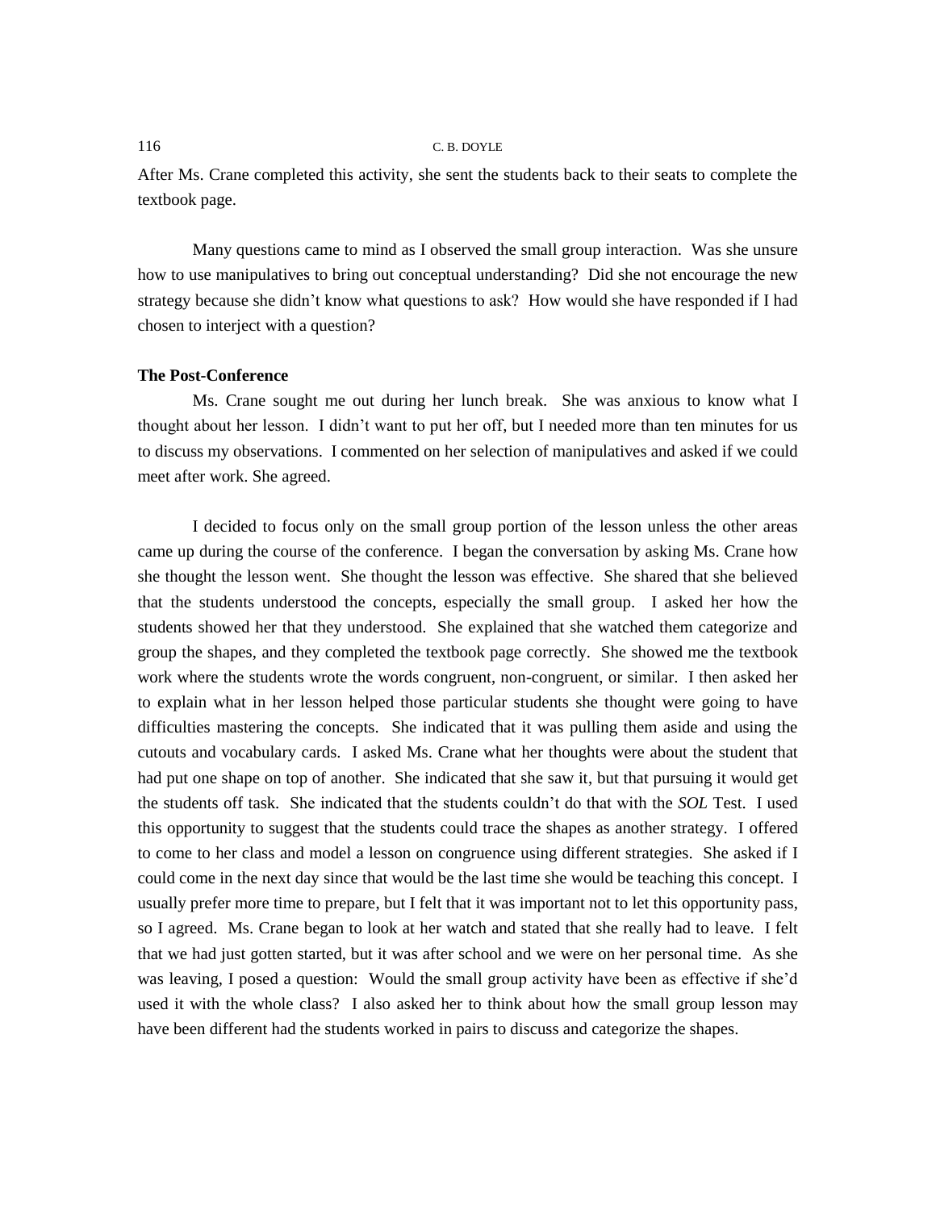After Ms. Crane completed this activity, she sent the students back to their seats to complete the textbook page.

Many questions came to mind as I observed the small group interaction. Was she unsure how to use manipulatives to bring out conceptual understanding? Did she not encourage the new strategy because she didn't know what questions to ask? How would she have responded if I had chosen to interject with a question?

**The Post-Conference**

Ms. Crane sought me out during her lunch break. She was anxious to know what I thought about her lesson. I didn't want to put her off, but I needed more than ten minutes for us to discuss my observations. I commented on her selection of manipulatives and asked if we could meet after work. She agreed.

I decided to focus only on the small group portion of the lesson unless the other areas came up during the course of the conference. I began the conversation by asking Ms. Crane how she thought the lesson went. She thought the lesson was effective. She shared that she believed that the students understood the concepts, especially the small group. I asked her how the students showed her that they understood. She explained that she watched them categorize and group the shapes, and they completed the textbook page correctly. She showed me the textbook work where the students wrote the words congruent, non-congruent, or similar. I then asked her to explain what in her lesson helped those particular students she thought were going to have difficulties mastering the concepts. She indicated that it was pulling them aside and using the cutouts and vocabulary cards. I asked Ms. Crane what her thoughts were about the student that had put one shape on top of another. She indicated that she saw it, but that pursuing it would get the students off task. She indicated that the students couldn't do that with the *SOL* Test. I used this opportunity to suggest that the students could trace the shapes as another strategy. I offered to come to her class and model a lesson on congruence using different strategies. She asked if I could come in the next day since that would be the last time she would be teaching this concept. I usually prefer more time to prepare, but I felt that it was important not to let this opportunity pass, so I agreed. Ms. Crane began to look at her watch and stated that she really had to leave. I felt that we had just gotten started, but it was after school and we were on her personal time. As she was leaving, I posed a question: Would the small group activity have been as effective if she'd used it with the whole class? I also asked her to think about how the small group lesson may have been different had the students worked in pairs to discuss and categorize the shapes.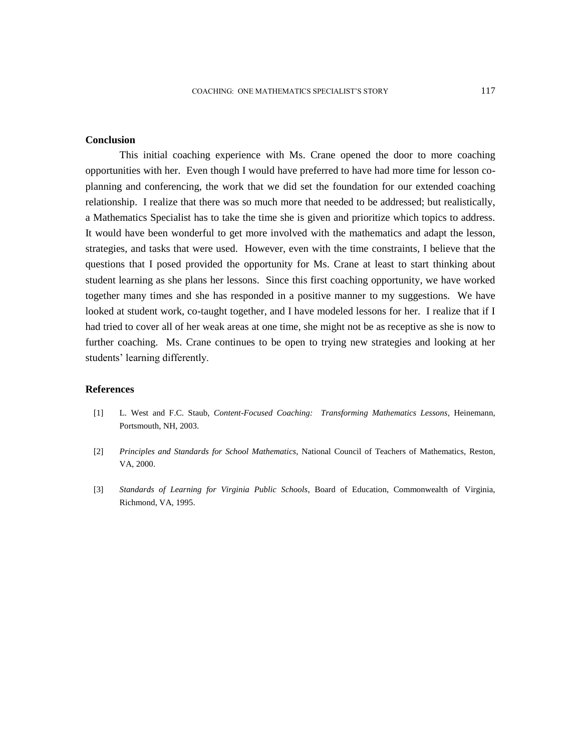## Conclusion

This initial coaching experience with Ms. Crane opened the door to more coaching opportunities with her. Even though I would have preferred to have had more time for lesson co-planning and conferencing, the work that we did set the foundation for our extended coaching relationship. I realize that there was so much more that needed to be addressed; but realistically, a Mathematics Specialist has to take the time she is given and prioritize which topics to address. It would have been wonderful to get more involved with the mathematics and adapt the lesson, strategies, and tasks that were used. However, even with the time constraints, I believe that the questions that I posed provided the opportunity for Ms. Crane at least to start thinking about student learning as she plans her lessons. Since this first coaching opportunity, we have worked together many times and she has responded in a positive manner to my suggestions. We have looked at student work, co-taught together, and I have modeled lessons for her. I realize that if I had tried to cover all of her weak areas at one time, she might not be as receptive as she is now to further coaching. Ms. Crane continues to be open to trying new strategies and looking at her students' learning differently.

## References

[1] L. West and F.C. Staub, *Content-Focused Coaching: Transforming Mathematics Lessons*, Heinemann, Portsmouth, NH, 2003.

[2] *Principles and Standards for School Mathematics*, National Council of Teachers of Mathematics, Reston, VA, 2000.

[3] *Standards of Learning for Virginia Public Schools*, Board of Education, Commonwealth of Virginia, Richmond, VA, 1995.